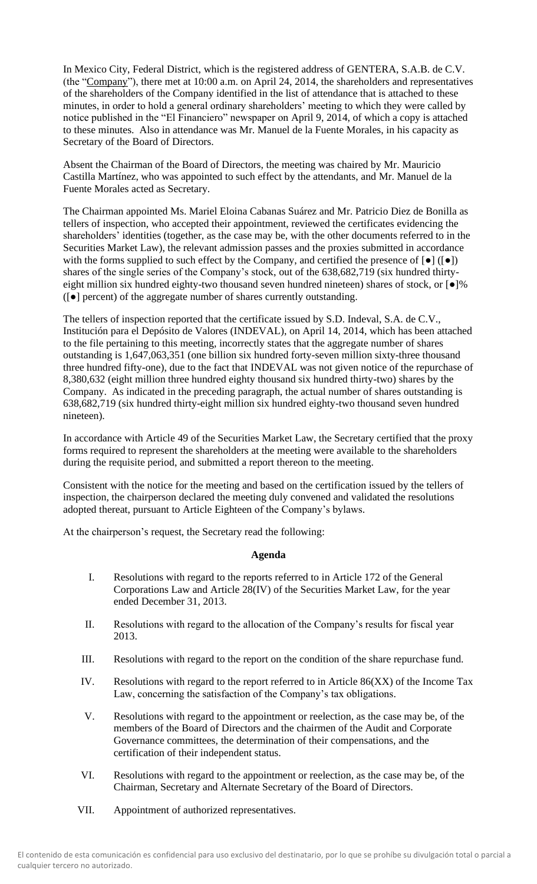In Mexico City, Federal District, which is the registered address of GENTERA, S.A.B. de C.V. (the "Company"), there met at 10:00 a.m. on April 24, 2014, the shareholders and representatives of the shareholders of the Company identified in the list of attendance that is attached to these minutes, in order to hold a general ordinary shareholders' meeting to which they were called by notice published in the "El Financiero" newspaper on April 9, 2014, of which a copy is attached to these minutes. Also in attendance was Mr. Manuel de la Fuente Morales, in his capacity as Secretary of the Board of Directors.

Absent the Chairman of the Board of Directors, the meeting was chaired by Mr. Mauricio Castilla Martínez, who was appointed to such effect by the attendants, and Mr. Manuel de la Fuente Morales acted as Secretary.

The Chairman appointed Ms. Mariel Eloina Cabanas Suárez and Mr. Patricio Diez de Bonilla as tellers of inspection, who accepted their appointment, reviewed the certificates evidencing the shareholders' identities (together, as the case may be, with the other documents referred to in the Securities Market Law), the relevant admission passes and the proxies submitted in accordance with the forms supplied to such effect by the Company, and certified the presence of [●] ([●]) shares of the single series of the Company's stock, out of the 638,682,719 (six hundred thirty-eight million six hundred eighty-two thousand seven hundred nineteen) shares of stock, or [●]% ([●] percent) of the aggregate number of shares currently outstanding.

The tellers of inspection reported that the certificate issued by S.D. Indeval, S.A. de C.V., Institución para el Depósito de Valores (INDEVAL), on April 14, 2014, which has been attached to the file pertaining to this meeting, incorrectly states that the aggregate number of shares outstanding is 1,647,063,351 (one billion six hundred forty-seven million sixty-three thousand three hundred fifty-one), due to the fact that INDEVAL was not given notice of the repurchase of 8,380,632 (eight million three hundred eighty thousand six hundred thirty-two) shares by the Company. As indicated in the preceding paragraph, the actual number of shares outstanding is 638,682,719 (six hundred thirty-eight million six hundred eighty-two thousand seven hundred nineteen).

In accordance with Article 49 of the Securities Market Law, the Secretary certified that the proxy forms required to represent the shareholders at the meeting were available to the shareholders during the requisite period, and submitted a report thereon to the meeting.

Consistent with the notice for the meeting and based on the certification issued by the tellers of inspection, the chairperson declared the meeting duly convened and validated the resolutions adopted thereat, pursuant to Article Eighteen of the Company's bylaws.

At the chairperson's request, the Secretary read the following:

**Agenda**

I. Resolutions with regard to the reports referred to in Article 172 of the General Corporations Law and Article 28(IV) of the Securities Market Law, for the year ended December 31, 2013.

II. Resolutions with regard to the allocation of the Company's results for fiscal year 2013.

III. Resolutions with regard to the report on the condition of the share repurchase fund.

IV. Resolutions with regard to the report referred to in Article 86(XX) of the Income Tax Law, concerning the satisfaction of the Company's tax obligations.

V. Resolutions with regard to the appointment or reelection, as the case may be, of the members of the Board of Directors and the chairmen of the Audit and Corporate Governance committees, the determination of their compensations, and the certification of their independent status.

VI. Resolutions with regard to the appointment or reelection, as the case may be, of the Chairman, Secretary and Alternate Secretary of the Board of Directors.

VII. Appointment of authorized representatives.

El contenido de esta comunicación es confidencial para uso exclusivo del destinatario, por lo que se prohíbe su divulgación total o parcial a cualquier tercero no autorizado.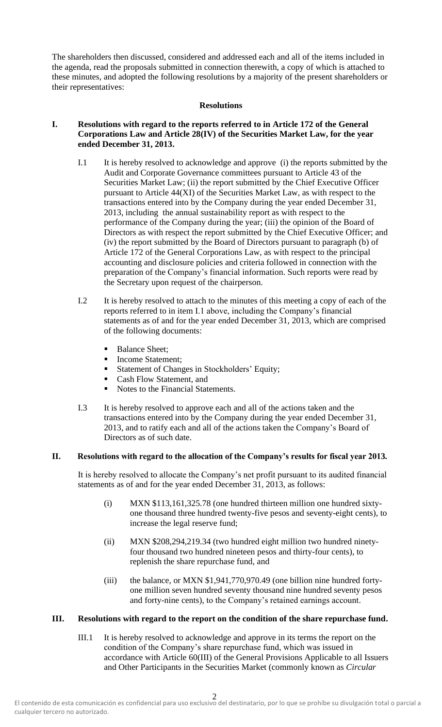The shareholders then discussed, considered and addressed each and all of the items included in the agenda, read the proposals submitted in connection therewith, a copy of which is attached to these minutes, and adopted the following resolutions by a majority of the present shareholders or their representatives:

**Resolutions**

**I. Resolutions with regard to the reports referred to in Article 172 of the General Corporations Law and Article 28(IV) of the Securities Market Law, for the year ended December 31, 2013.**

I.1 It is hereby resolved to acknowledge and approve (i) the reports submitted by the Audit and Corporate Governance committees pursuant to Article 43 of the Securities Market Law; (ii) the report submitted by the Chief Executive Officer pursuant to Article 44(XI) of the Securities Market Law, as with respect to the transactions entered into by the Company during the year ended December 31, 2013, including the annual sustainability report as with respect to the performance of the Company during the year; (iii) the opinion of the Board of Directors as with respect the report submitted by the Chief Executive Officer; and (iv) the report submitted by the Board of Directors pursuant to paragraph (b) of Article 172 of the General Corporations Law, as with respect to the principal accounting and disclosure policies and criteria followed in connection with the preparation of the Company's financial information. Such reports were read by the Secretary upon request of the chairperson.

I.2 It is hereby resolved to attach to the minutes of this meeting a copy of each of the reports referred to in item I.1 above, including the Company's financial statements as of and for the year ended December 31, 2013, which are comprised of the following documents:

- Balance Sheet;
- Income Statement;
- Statement of Changes in Stockholders' Equity;
- Cash Flow Statement, and
- Notes to the Financial Statements.

I.3 It is hereby resolved to approve each and all of the actions taken and the transactions entered into by the Company during the year ended December 31, 2013, and to ratify each and all of the actions taken the Company's Board of Directors as of such date.

**II. Resolutions with regard to the allocation of the Company's results for fiscal year 2013.**

It is hereby resolved to allocate the Company's net profit pursuant to its audited financial statements as of and for the year ended December 31, 2013, as follows:

(i) MXN $113,161,325.78 (one hundred thirteen million one hundred sixty-one thousand three hundred twenty-five pesos and seventy-eight cents), to increase the legal reserve fund;

(ii) MXN $208,294,219.34 (two hundred eight million two hundred ninety-four thousand two hundred nineteen pesos and thirty-four cents), to replenish the share repurchase fund, and

(iii) the balance, or MXN $1,941,770,970.49 (one billion nine hundred forty-one million seven hundred seventy thousand nine hundred seventy pesos and forty-nine cents), to the Company's retained earnings account.

**III. Resolutions with regard to the report on the condition of the share repurchase fund.**

III.1 It is hereby resolved to acknowledge and approve in its terms the report on the condition of the Company's share repurchase fund, which was issued in accordance with Article 60(III) of the General Provisions Applicable to all Issuers and Other Participants in the Securities Market (commonly known as *Circular*

El contenido de esta comunicación es confidencial para uso exclusivo del destinatario, por lo que se prohíbe su divulgación total o parcial a cualquier tercero no autorizado.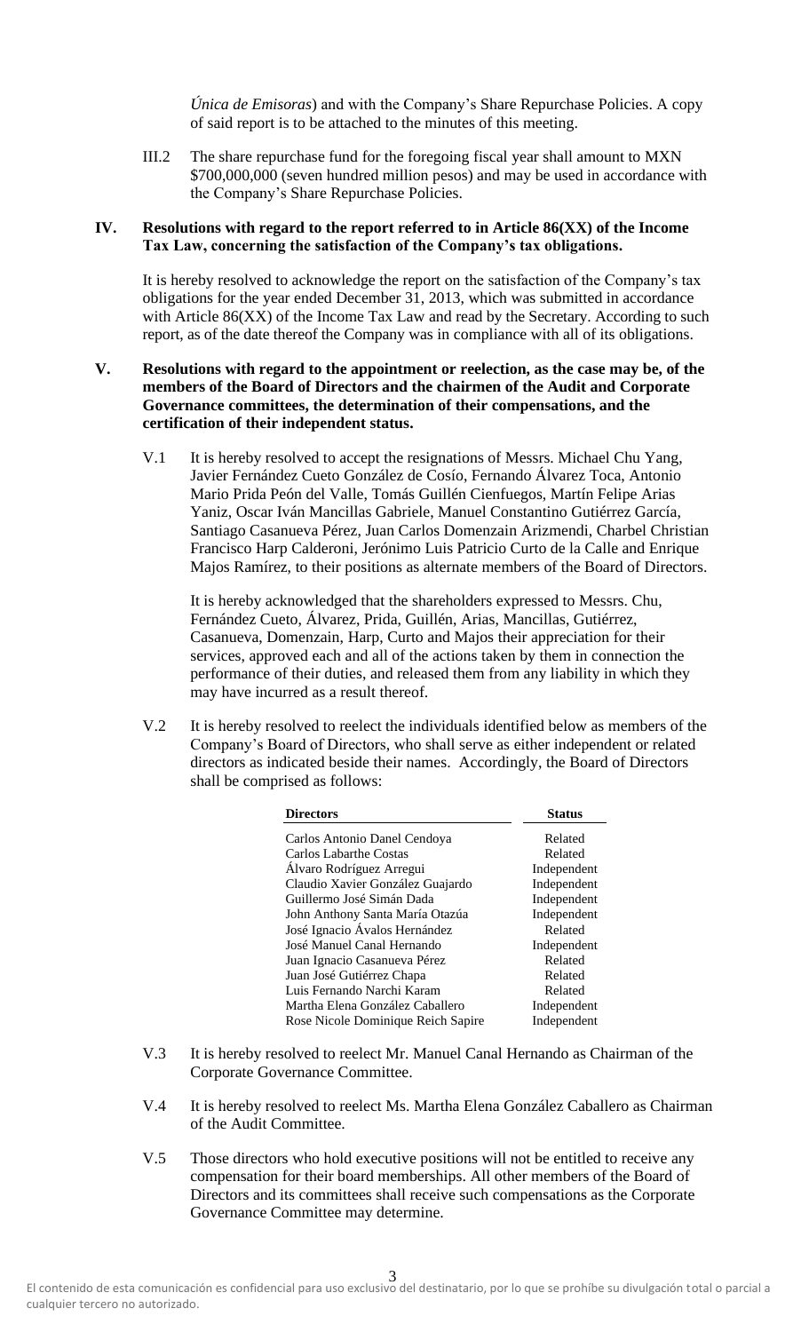*Única de Emisoras*) and with the Company's Share Repurchase Policies. A copy of said report is to be attached to the minutes of this meeting.

III.2 The share repurchase fund for the foregoing fiscal year shall amount to MXN $700,000,000 (seven hundred million pesos) and may be used in accordance with the Company's Share Repurchase Policies.

**IV. Resolutions with regard to the report referred to in Article 86(XX) of the Income Tax Law, concerning the satisfaction of the Company's tax obligations.**

It is hereby resolved to acknowledge the report on the satisfaction of the Company's tax obligations for the year ended December 31, 2013, which was submitted in accordance with Article 86(XX) of the Income Tax Law and read by the Secretary. According to such report, as of the date thereof the Company was in compliance with all of its obligations.

**V. Resolutions with regard to the appointment or reelection, as the case may be, of the members of the Board of Directors and the chairmen of the Audit and Corporate Governance committees, the determination of their compensations, and the certification of their independent status.**

V.1 It is hereby resolved to accept the resignations of Messrs. Michael Chu Yang, Javier Fernández Cueto González de Cosío, Fernando Álvarez Toca, Antonio Mario Prida Peón del Valle, Tomás Guillén Cienfuegos, Martín Felipe Arias Yaniz, Oscar Iván Mancillas Gabriele, Manuel Constantino Gutiérrez García, Santiago Casanueva Pérez, Juan Carlos Domenzain Arizmendi, Charbel Christian Francisco Harp Calderoni, Jerónimo Luis Patricio Curto de la Calle and Enrique Majos Ramírez, to their positions as alternate members of the Board of Directors.

It is hereby acknowledged that the shareholders expressed to Messrs. Chu, Fernández Cueto, Álvarez, Prida, Guillén, Arias, Mancillas, Gutiérrez, Casanueva, Domenzain, Harp, Curto and Majos their appreciation for their services, approved each and all of the actions taken by them in connection the performance of their duties, and released them from any liability in which they may have incurred as a result thereof.

V.2 It is hereby resolved to reelect the individuals identified below as members of the Company's Board of Directors, who shall serve as either independent or related directors as indicated beside their names. Accordingly, the Board of Directors shall be comprised as follows:

| Directors | Status |
|---|---|
| Carlos Antonio Danel Cendoya | Related |
| Carlos Labarthe Costas | Related |
| Álvaro Rodríguez Arregui | Independent |
| Claudio Xavier González Guajardo | Independent |
| Guillermo José Simán Dada | Independent |
| John Anthony Santa María Otazúa | Independent |
| José Ignacio Ávalos Hernández | Related |
| José Manuel Canal Hernando | Independent |
| Juan Ignacio Casanueva Pérez | Related |
| Juan José Gutiérrez Chapa | Related |
| Luis Fernando Narchi Karam | Related |
| Martha Elena González Caballero | Independent |
| Rose Nicole Dominique Reich Sapire | Independent |

V.3 It is hereby resolved to reelect Mr. Manuel Canal Hernando as Chairman of the Corporate Governance Committee.

V.4 It is hereby resolved to reelect Ms. Martha Elena González Caballero as Chairman of the Audit Committee.

V.5 Those directors who hold executive positions will not be entitled to receive any compensation for their board memberships. All other members of the Board of Directors and its committees shall receive such compensations as the Corporate Governance Committee may determine.

El contenido de esta comunicación es confidencial para uso exclusivo del destinatario, por lo que se prohíbe su divulgación total o parcial a cualquier tercero no autorizado.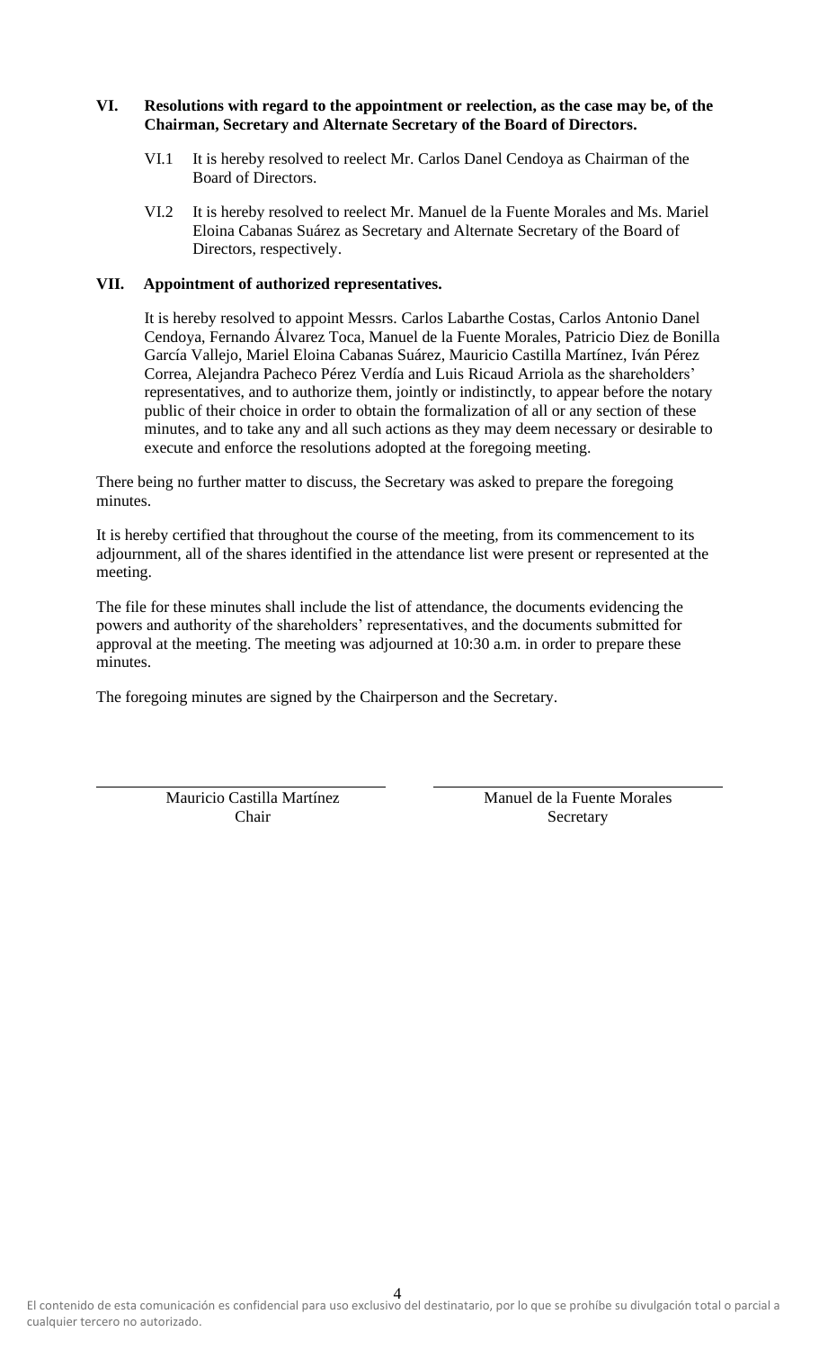**VI. Resolutions with regard to the appointment or reelection, as the case may be, of the Chairman, Secretary and Alternate Secretary of the Board of Directors.**

VI.1 It is hereby resolved to reelect Mr. Carlos Danel Cendoya as Chairman of the Board of Directors.

VI.2 It is hereby resolved to reelect Mr. Manuel de la Fuente Morales and Ms. Mariel Eloina Cabanas Suárez as Secretary and Alternate Secretary of the Board of Directors, respectively.

**VII. Appointment of authorized representatives.**

It is hereby resolved to appoint Messrs. Carlos Labarthe Costas, Carlos Antonio Danel Cendoya, Fernando Álvarez Toca, Manuel de la Fuente Morales, Patricio Diez de Bonilla García Vallejo, Mariel Eloina Cabanas Suárez, Mauricio Castilla Martínez, Iván Pérez Correa, Alejandra Pacheco Pérez Verdía and Luis Ricaud Arriola as the shareholders' representatives, and to authorize them, jointly or indistinctly, to appear before the notary public of their choice in order to obtain the formalization of all or any section of these minutes, and to take any and all such actions as they may deem necessary or desirable to execute and enforce the resolutions adopted at the foregoing meeting.

There being no further matter to discuss, the Secretary was asked to prepare the foregoing minutes.

It is hereby certified that throughout the course of the meeting, from its commencement to its adjournment, all of the shares identified in the attendance list were present or represented at the meeting.

The file for these minutes shall include the list of attendance, the documents evidencing the powers and authority of the shareholders' representatives, and the documents submitted for approval at the meeting. The meeting was adjourned at 10:30 a.m. in order to prepare these minutes.

The foregoing minutes are signed by the Chairperson and the Secretary.

| | |
|---|---|
| Mauricio Castilla Martínez<br>Chair | Manuel de la Fuente Morales<br>Secretary |

El contenido de esta comunicación es confidencial para uso exclusivo del destinatario, por lo que se prohíbe su divulgación total o parcial a cualquier tercero no autorizado.